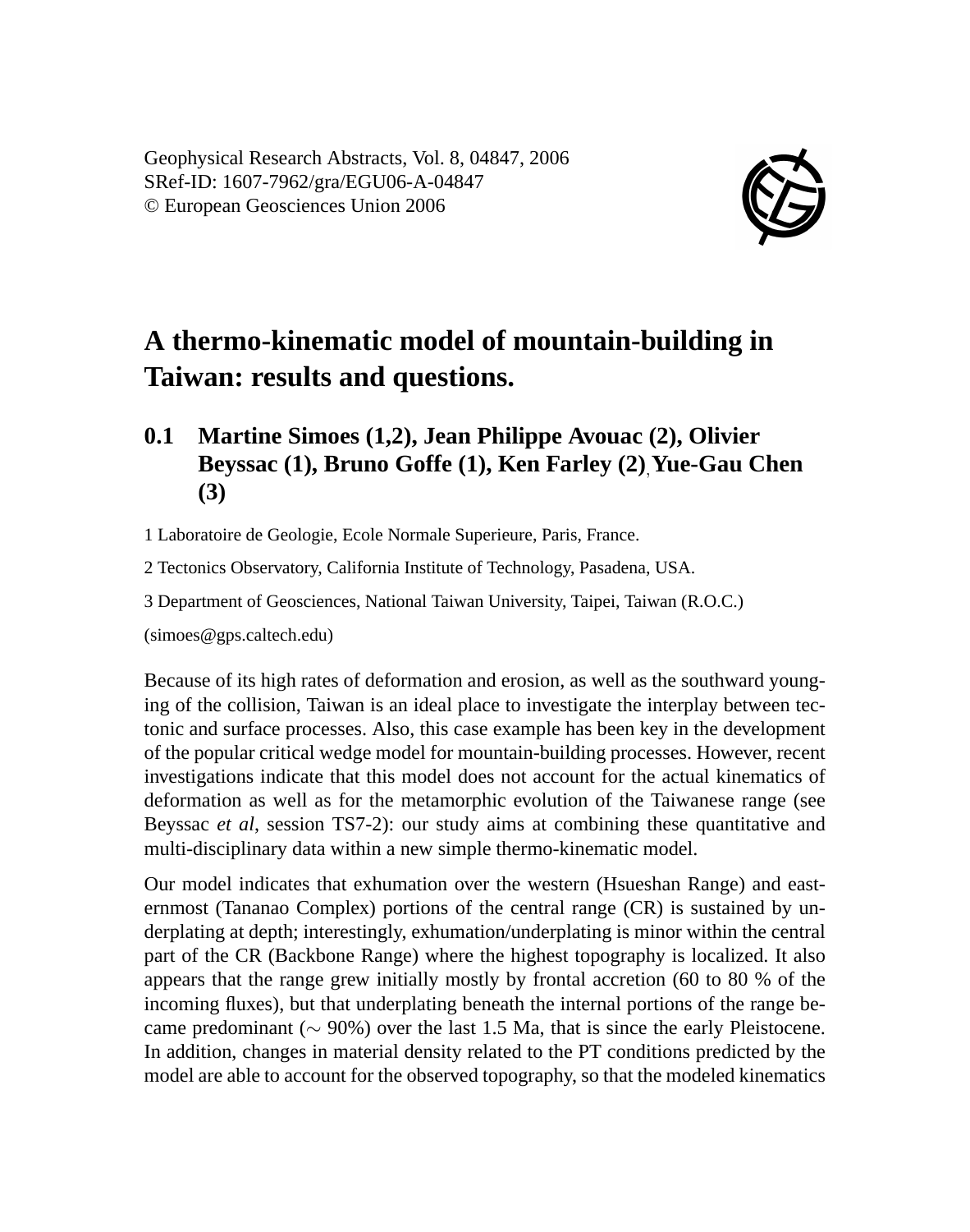Geophysical Research Abstracts, Vol. 8, 04847, 2006
SRef-ID: 1607-7962/gra/EGU06-A-04847
© European Geosciences Union 2006

# A thermo-kinematic model of mountain-building in Taiwan: results and questions.

## 0.1 Martine Simoes (1,2), Jean Philippe Avouac (2), Olivier Beyssac (1), Bruno Goffe (1), Ken Farley (2), Yue-Gau Chen (3)

1 Laboratoire de Geologie, Ecole Normale Superieure, Paris, France.

2 Tectonics Observatory, California Institute of Technology, Pasadena, USA.

3 Department of Geosciences, National Taiwan University, Taipei, Taiwan (R.O.C.)

(simoes@gps.caltech.edu)

Because of its high rates of deformation and erosion, as well as the southward younging of the collision, Taiwan is an ideal place to investigate the interplay between tectonic and surface processes. Also, this case example has been key in the development of the popular critical wedge model for mountain-building processes. However, recent investigations indicate that this model does not account for the actual kinematics of deformation as well as for the metamorphic evolution of the Taiwanese range (see Beyssac *et al*, session TS7-2): our study aims at combining these quantitative and multi-disciplinary data within a new simple thermo-kinematic model.

Our model indicates that exhumation over the western (Hsueshan Range) and easternmost (Tananao Complex) portions of the central range (CR) is sustained by underplating at depth; interestingly, exhumation/underplating is minor within the central part of the CR (Backbone Range) where the highest topography is localized. It also appears that the range grew initially mostly by frontal accretion (60 to 80 % of the incoming fluxes), but that underplating beneath the internal portions of the range became predominant ($\sim$ 90%) over the last 1.5 Ma, that is since the early Pleistocene. In addition, changes in material density related to the PT conditions predicted by the model are able to account for the observed topography, so that the modeled kinematics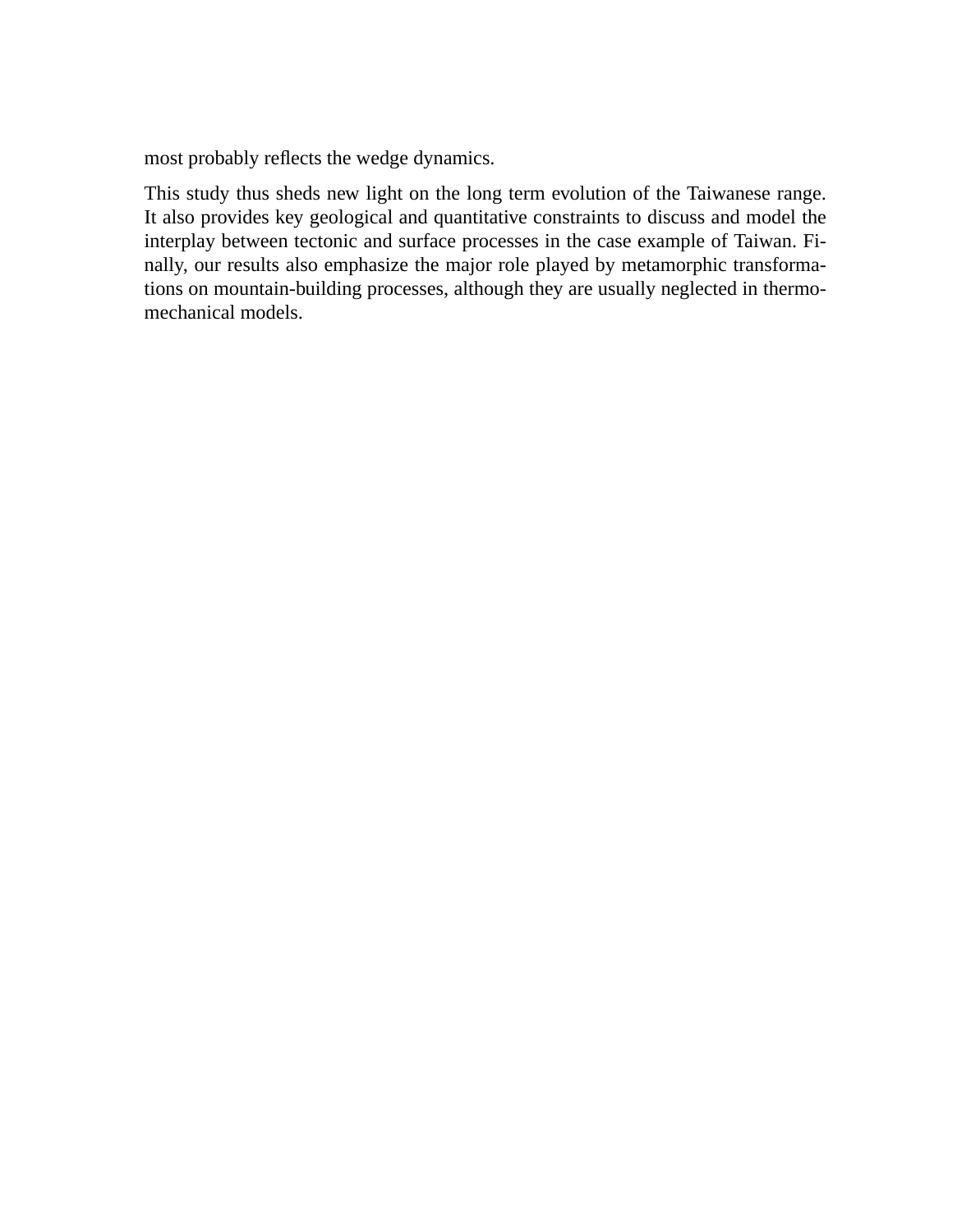most probably reflects the wedge dynamics.

This study thus sheds new light on the long term evolution of the Taiwanese range. It also provides key geological and quantitative constraints to discuss and model the interplay between tectonic and surface processes in the case example of Taiwan. Finally, our results also emphasize the major role played by metamorphic transformations on mountain-building processes, although they are usually neglected in thermo-mechanical models.